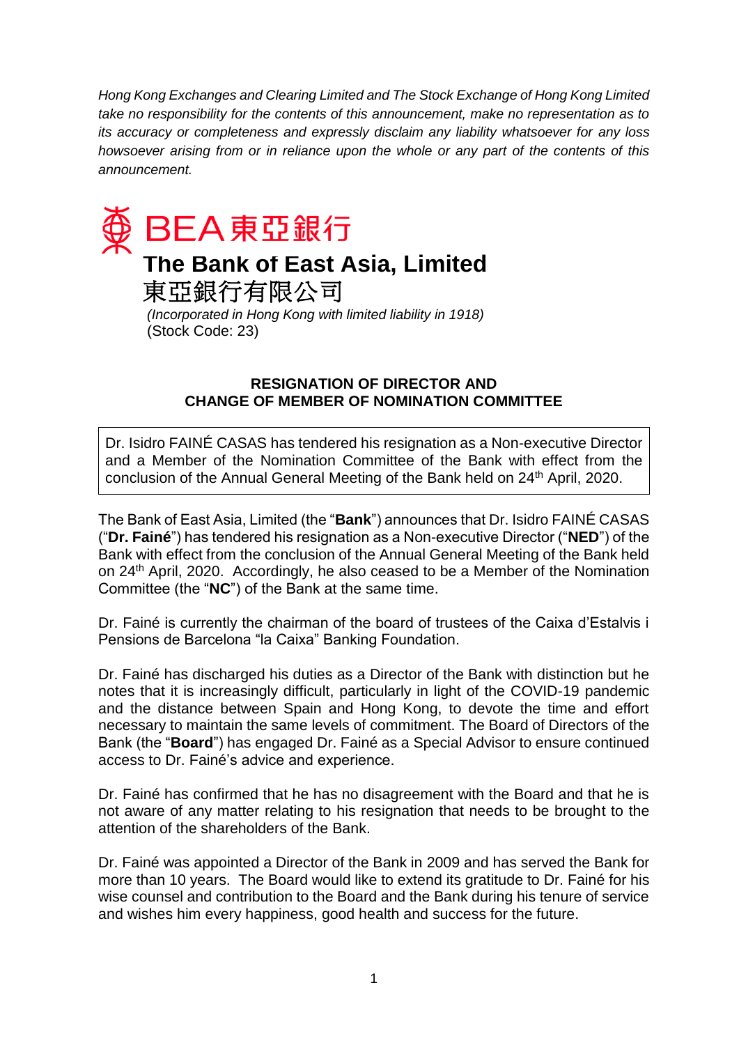*Hong Kong Exchanges and Clearing Limited and The Stock Exchange of Hong Kong Limited take no responsibility for the contents of this announcement, make no representation as to its accuracy or completeness and expressly disclaim any liability whatsoever for any loss howsoever arising from or in reliance upon the whole or any part of the contents of this announcement.*

BEA 東亞銀行

# The Bank of East Asia, Limited

東亞銀行有限公司

*(Incorporated in Hong Kong with limited liability in 1918)*
(Stock Code: 23)

## RESIGNATION OF DIRECTOR AND CHANGE OF MEMBER OF NOMINATION COMMITTEE

Dr. Isidro FAINÉ CASAS has tendered his resignation as a Non-executive Director and a Member of the Nomination Committee of the Bank with effect from the conclusion of the Annual General Meeting of the Bank held on 24th April, 2020.

The Bank of East Asia, Limited (the "**Bank**") announces that Dr. Isidro FAINÉ CASAS ("**Dr. Fainé**") has tendered his resignation as a Non-executive Director ("**NED**") of the Bank with effect from the conclusion of the Annual General Meeting of the Bank held on 24th April, 2020. Accordingly, he also ceased to be a Member of the Nomination Committee (the "**NC**") of the Bank at the same time.

Dr. Fainé is currently the chairman of the board of trustees of the Caixa d'Estalvis i Pensions de Barcelona "la Caixa" Banking Foundation.

Dr. Fainé has discharged his duties as a Director of the Bank with distinction but he notes that it is increasingly difficult, particularly in light of the COVID-19 pandemic and the distance between Spain and Hong Kong, to devote the time and effort necessary to maintain the same levels of commitment. The Board of Directors of the Bank (the "**Board**") has engaged Dr. Fainé as a Special Advisor to ensure continued access to Dr. Fainé's advice and experience.

Dr. Fainé has confirmed that he has no disagreement with the Board and that he is not aware of any matter relating to his resignation that needs to be brought to the attention of the shareholders of the Bank.

Dr. Fainé was appointed a Director of the Bank in 2009 and has served the Bank for more than 10 years. The Board would like to extend its gratitude to Dr. Fainé for his wise counsel and contribution to the Board and the Bank during his tenure of service and wishes him every happiness, good health and success for the future.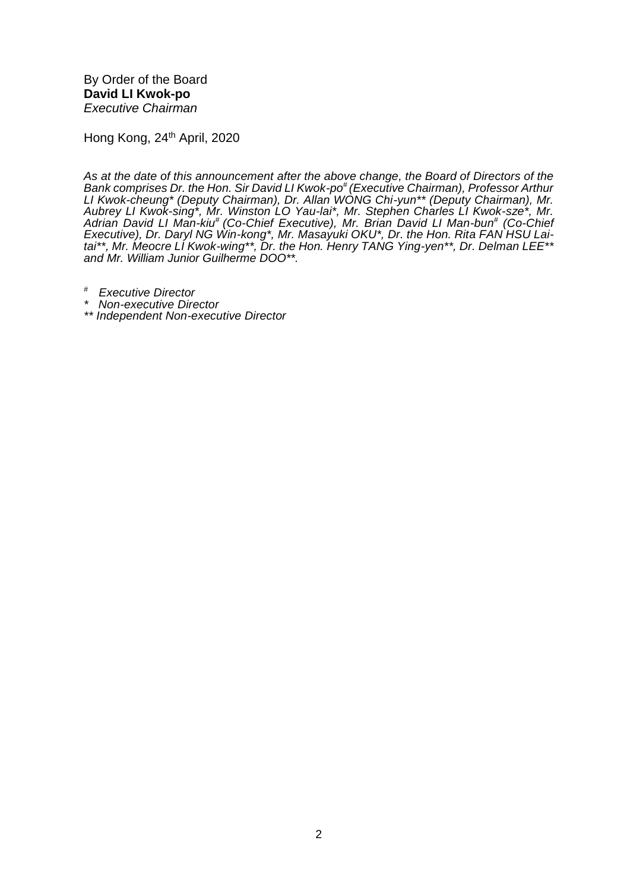By Order of the Board
**David LI Kwok-po**
*Executive Chairman*

Hong Kong, 24th April, 2020

*As at the date of this announcement after the above change, the Board of Directors of the Bank comprises Dr. the Hon. Sir David LI Kwok-po# (Executive Chairman), Professor Arthur LI Kwok-cheung* (Deputy Chairman), Dr. Allan WONG Chi-yun** (Deputy Chairman), Mr. Aubrey LI Kwok-sing*, Mr. Winston LO Yau-lai*, Mr. Stephen Charles LI Kwok-sze*, Mr. Adrian David LI Man-kiu# (Co-Chief Executive), Mr. Brian David LI Man-bun# (Co-Chief Executive), Dr. Daryl NG Win-kong*, Mr. Masayuki OKU*, Dr. the Hon. Rita FAN HSU Lai-tai**, Mr. Meocre LI Kwok-wing**, Dr. the Hon. Henry TANG Ying-yen**, Dr. Delman LEE** and Mr. William Junior Guilherme DOO**.*

# *Executive Director*
\* *Non-executive Director*
\** *Independent Non-executive Director*